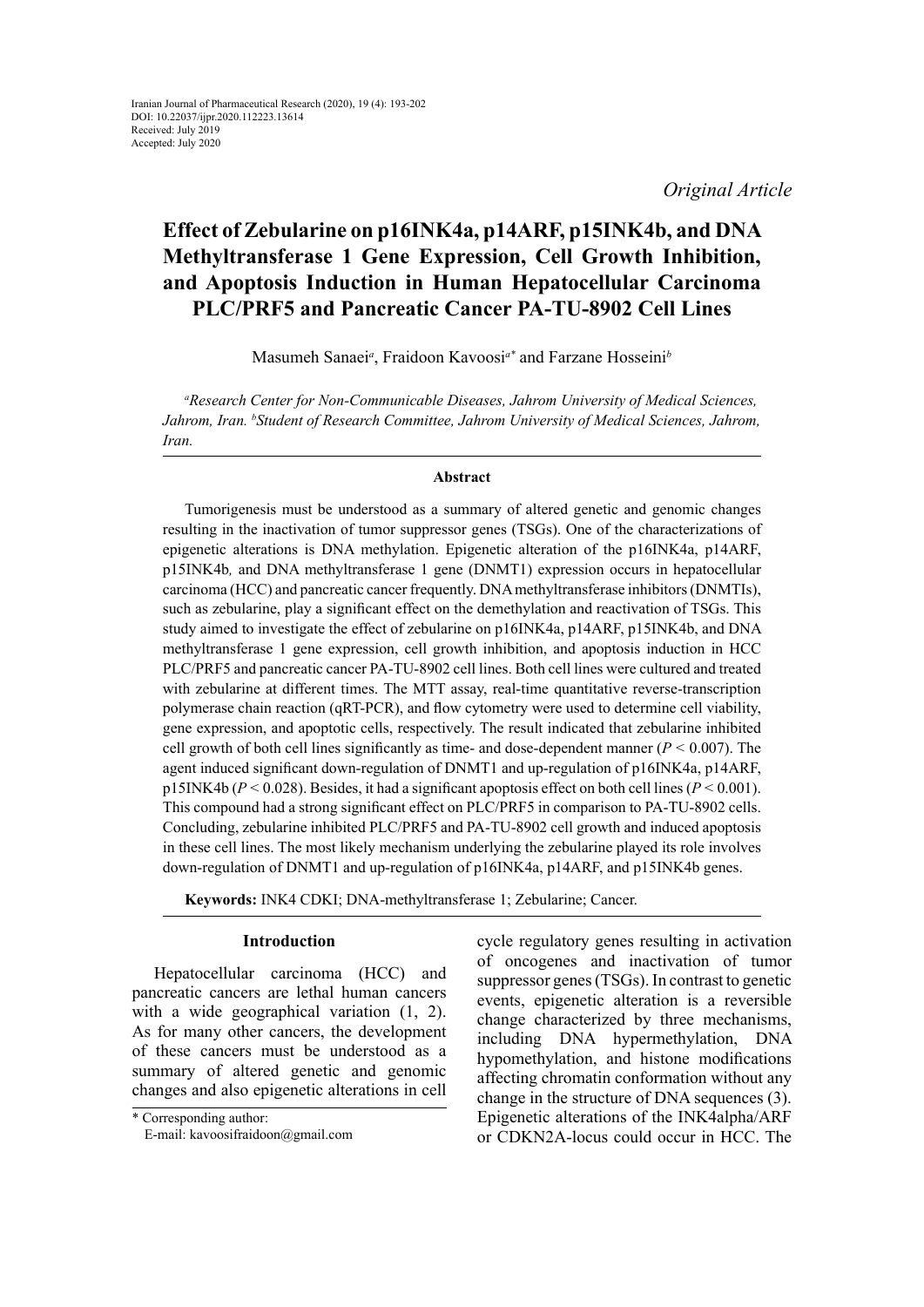Iranian Journal of Pharmaceutical Research (2020), 19 (4): 193-202
DOI: 10.22037/ijpr.2020.112223.13614
Received: July 2019
Accepted: July 2020

*Original Article*

# Effect of Zebularine on p16INK4a, p14ARF, p15INK4b, and DNA Methyltransferase 1 Gene Expression, Cell Growth Inhibition, and Apoptosis Induction in Human Hepatocellular Carcinoma PLC/PRF5 and Pancreatic Cancer PA-TU-8902 Cell Lines

Masumeh Sanaei[a], Fraidoon Kavoosi[a*] and Farzane Hosseini[b]

*[a]Research Center for Non-Communicable Diseases, Jahrom University of Medical Sciences, Jahrom, Iran. [b]Student of Research Committee, Jahrom University of Medical Sciences, Jahrom, Iran.*

## Abstract

Tumorigenesis must be understood as a summary of altered genetic and genomic changes resulting in the inactivation of tumor suppressor genes (TSGs). One of the characterizations of epigenetic alterations is DNA methylation. Epigenetic alteration of the p16INK4a, p14ARF, p15INK4b*,* and DNA methyltransferase 1 gene (DNMT1) expression occurs in hepatocellular carcinoma (HCC) and pancreatic cancer frequently. DNA methyltransferase inhibitors (DNMTIs), such as zebularine, play a significant effect on the demethylation and reactivation of TSGs. This study aimed to investigate the effect of zebularine on p16INK4a, p14ARF, p15INK4b, and DNA methyltransferase 1 gene expression, cell growth inhibition, and apoptosis induction in HCC PLC/PRF5 and pancreatic cancer PA-TU-8902 cell lines. Both cell lines were cultured and treated with zebularine at different times. The MTT assay, real-time quantitative reverse-transcription polymerase chain reaction (qRT-PCR), and flow cytometry were used to determine cell viability, gene expression, and apoptotic cells, respectively. The result indicated that zebularine inhibited cell growth of both cell lines significantly as time- and dose-dependent manner ($P < 0.007$). The agent induced significant down-regulation of DNMT1 and up-regulation of p16INK4a, p14ARF, p15INK4b ($P < 0.028$). Besides, it had a significant apoptosis effect on both cell lines ($P < 0.001$). This compound had a strong significant effect on PLC/PRF5 in comparison to PA-TU-8902 cells. Concluding, zebularine inhibited PLC/PRF5 and PA-TU-8902 cell growth and induced apoptosis in these cell lines. The most likely mechanism underlying the zebularine played its role involves down-regulation of DNMT1 and up-regulation of p16INK4a, p14ARF, and p15INK4b genes.

**Keywords:** INK4 CDKI; DNA-methyltransferase 1; Zebularine; Cancer.

## Introduction

Hepatocellular carcinoma (HCC) and pancreatic cancers are lethal human cancers with a wide geographical variation (1, 2). As for many other cancers, the development of these cancers must be understood as a summary of altered genetic and genomic changes and also epigenetic alterations in cell cycle regulatory genes resulting in activation of oncogenes and inactivation of tumor suppressor genes (TSGs). In contrast to genetic events, epigenetic alteration is a reversible change characterized by three mechanisms, including DNA hypermethylation, DNA hypomethylation, and histone modifications affecting chromatin conformation without any change in the structure of DNA sequences (3). Epigenetic alterations of the INK4alpha/ARF or CDKN2A-locus could occur in HCC. The

\* Corresponding author:
E-mail: kavoosifraidoon@gmail.com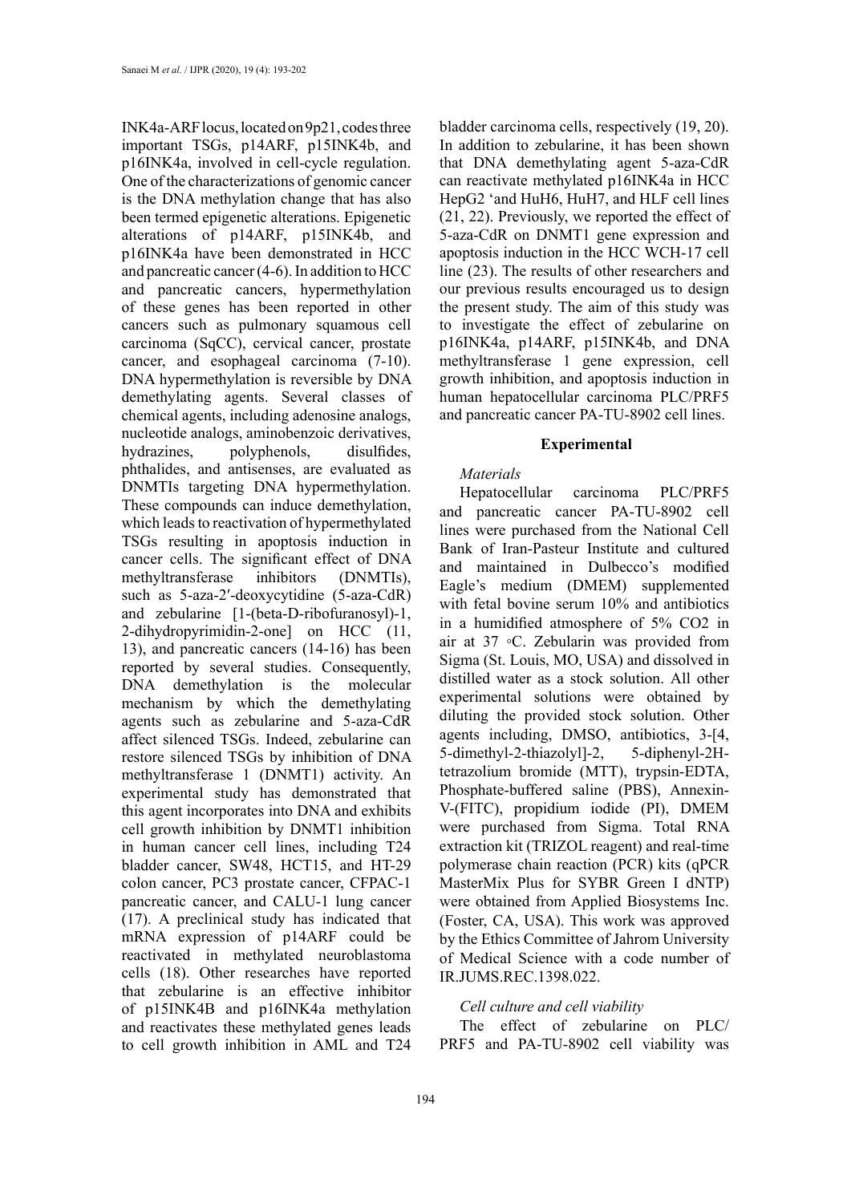INK4a-ARF locus, located on 9p21, codes three important TSGs, p14ARF, p15INK4b, and p16INK4a, involved in cell-cycle regulation. One of the characterizations of genomic cancer is the DNA methylation change that has also been termed epigenetic alterations. Epigenetic alterations of p14ARF, p15INK4b, and p16INK4a have been demonstrated in HCC and pancreatic cancer (4-6). In addition to HCC and pancreatic cancers, hypermethylation of these genes has been reported in other cancers such as pulmonary squamous cell carcinoma (SqCC), cervical cancer, prostate cancer, and esophageal carcinoma (7-10). DNA hypermethylation is reversible by DNA demethylating agents. Several classes of chemical agents, including adenosine analogs, nucleotide analogs, aminobenzoic derivatives, hydrazines, polyphenols, disulfides, phthalides, and antisenses, are evaluated as DNMTIs targeting DNA hypermethylation. These compounds can induce demethylation, which leads to reactivation of hypermethylated TSGs resulting in apoptosis induction in cancer cells. The significant effect of DNA methyltransferase inhibitors (DNMTIs), such as 5-aza-2′-deoxycytidine (5-aza-CdR) and zebularine [1-(beta-D-ribofuranosyl)-1, 2-dihydropyrimidin-2-one] on HCC (11, 13), and pancreatic cancers (14-16) has been reported by several studies. Consequently, DNA demethylation is the molecular mechanism by which the demethylating agents such as zebularine and 5-aza-CdR affect silenced TSGs. Indeed, zebularine can restore silenced TSGs by inhibition of DNA methyltransferase 1 (DNMT1) activity. An experimental study has demonstrated that this agent incorporates into DNA and exhibits cell growth inhibition by DNMT1 inhibition in human cancer cell lines, including T24 bladder cancer, SW48, HCT15, and HT-29 colon cancer, PC3 prostate cancer, CFPAC-1 pancreatic cancer, and CALU-1 lung cancer (17). A preclinical study has indicated that mRNA expression of p14ARF could be reactivated in methylated neuroblastoma cells (18). Other researches have reported that zebularine is an effective inhibitor of p15INK4B and p16INK4a methylation and reactivates these methylated genes leads to cell growth inhibition in AML and T24 bladder carcinoma cells, respectively (19, 20). In addition to zebularine, it has been shown that DNA demethylating agent 5-aza-CdR can reactivate methylated p16INK4a in HCC HepG2 'and HuH6, HuH7, and HLF cell lines (21, 22). Previously, we reported the effect of 5-aza-CdR on DNMT1 gene expression and apoptosis induction in the HCC WCH-17 cell line (23). The results of other researchers and our previous results encouraged us to design the present study. The aim of this study was to investigate the effect of zebularine on p16INK4a, p14ARF, p15INK4b, and DNA methyltransferase 1 gene expression, cell growth inhibition, and apoptosis induction in human hepatocellular carcinoma PLC/PRF5 and pancreatic cancer PA-TU-8902 cell lines.

## Experimental

### *Materials*

Hepatocellular carcinoma PLC/PRF5 and pancreatic cancer PA-TU-8902 cell lines were purchased from the National Cell Bank of Iran-Pasteur Institute and cultured and maintained in Dulbecco's modified Eagle's medium (DMEM) supplemented with fetal bovine serum 10% and antibiotics in a humidified atmosphere of 5% $CO_2$ in air at 37 ◦C. Zebularin was provided from Sigma (St. Louis, MO, USA) and dissolved in distilled water as a stock solution. All other experimental solutions were obtained by diluting the provided stock solution. Other agents including, DMSO, antibiotics, 3-[4, 5-dimethyl-2-thiazolyl]-2, 5-diphenyl-2H-tetrazolium bromide (MTT), trypsin-EDTA, Phosphate-buffered saline (PBS), Annexin-V-(FITC), propidium iodide (PI), DMEM were purchased from Sigma. Total RNA extraction kit (TRIZOL reagent) and real-time polymerase chain reaction (PCR) kits (qPCR MasterMix Plus for SYBR Green I dNTP) were obtained from Applied Biosystems Inc. (Foster, CA, USA). This work was approved by the Ethics Committee of Jahrom University of Medical Science with a code number of IR.JUMS.REC.1398.022.

### *Cell culture and cell viability*

The effect of zebularine on PLC/PRF5 and PA-TU-8902 cell viability was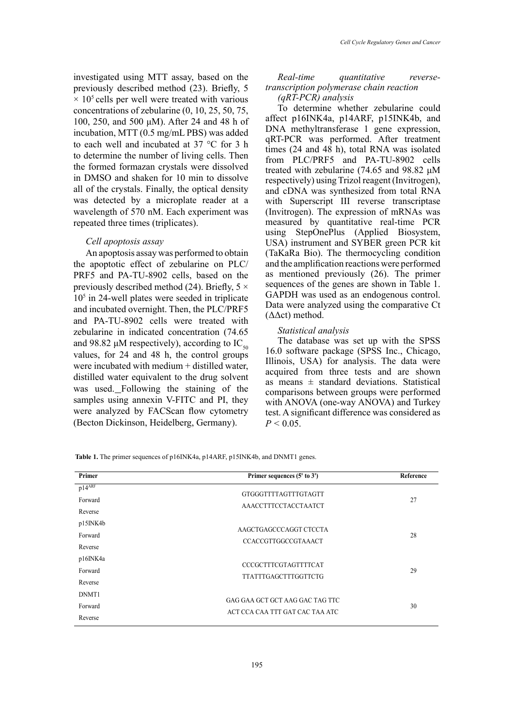investigated using MTT assay, based on the previously described method (23). Briefly, 5 $\times 10^5$ cells per well were treated with various concentrations of zebularine (0, 10, 25, 50, 75, 100, 250, and 500 μM). After 24 and 48 h of incubation, MTT (0.5 mg/mL PBS) was added to each well and incubated at 37 °C for 3 h to determine the number of living cells. Then the formed formazan crystals were dissolved in DMSO and shaken for 10 min to dissolve all of the crystals. Finally, the optical density was detected by a microplate reader at a wavelength of 570 nM. Each experiment was repeated three times (triplicates).

*Cell apoptosis assay*

An apoptosis assay was performed to obtain the apoptotic effect of zebularine on PLC/PRF5 and PA-TU-8902 cells, based on the previously described method (24). Briefly, 5 $\times 10^5$ in 24-well plates were seeded in triplicate and incubated overnight. Then, the PLC/PRF5 and PA-TU-8902 cells were treated with zebularine in indicated concentration (74.65 and 98.82 μM respectively), according to $IC_{50}$ values, for 24 and 48 h, the control groups were incubated with medium + distilled water, distilled water equivalent to the drug solvent was used. Following the staining of the samples using annexin V-FITC and PI, they were analyzed by FACScan flow cytometry (Becton Dickinson, Heidelberg, Germany).

*Real-time quantitative reverse-transcription polymerase chain reaction (qRT-PCR) analysis*

To determine whether zebularine could affect p16INK4a, p14ARF, p15INK4b, and DNA methyltransferase 1 gene expression, qRT-PCR was performed. After treatment times (24 and 48 h), total RNA was isolated from PLC/PRF5 and PA-TU-8902 cells treated with zebularine (74.65 and 98.82 μM respectively) using Trizol reagent (Invitrogen), and cDNA was synthesized from total RNA with Superscript III reverse transcriptase (Invitrogen). The expression of mRNAs was measured by quantitative real-time PCR using StepOnePlus (Applied Biosystem, USA) instrument and SYBER green PCR kit (TaKaRa Bio). The thermocycling condition and the amplification reactions were performed as mentioned previously (26). The primer sequences of the genes are shown in Table 1. GAPDH was used as an endogenous control. Data were analyzed using the comparative Ct (ΔΔct) method.

*Statistical analysis*

The database was set up with the SPSS 16.0 software package (SPSS Inc., Chicago, Illinois, USA) for analysis. The data were acquired from three tests and are shown as means ± standard deviations. Statistical comparisons between groups were performed with ANOVA (one-way ANOVA) and Turkey test. A significant difference was considered as $P < 0.05$.

**Table 1.** The primer sequences of p16INK4a, p14ARF, p15INK4b, and DNMT1 genes.

| Primer | Primer sequences (5' to 3') | Reference |
|---|---|---|
| $p14^{ARF}$ | | 27 |
| Forward | GTGGGTTTTAGTTTGTAGTT | |
| Reverse | AAACCTTTCCTACCTAATCT | |
| p15INK4b | | 28 |
| Forward | AAGCTGAGCCCAGGT CTCCTA | |
| Reverse | CCACCGTTGGCCGTAAACT | |
| p16INK4a | | 29 |
| Forward | CCCGCTTTCGTAGTTTTCAT | |
| Reverse | TTATTTGAGCTTTGGTTCTG | |
| DNMT1 | | 30 |
| Forward | GAG GAA GCT GCT AAG GAC TAG TTC | |
| Reverse | ACT CCA CAA TTT GAT CAC TAA ATC | |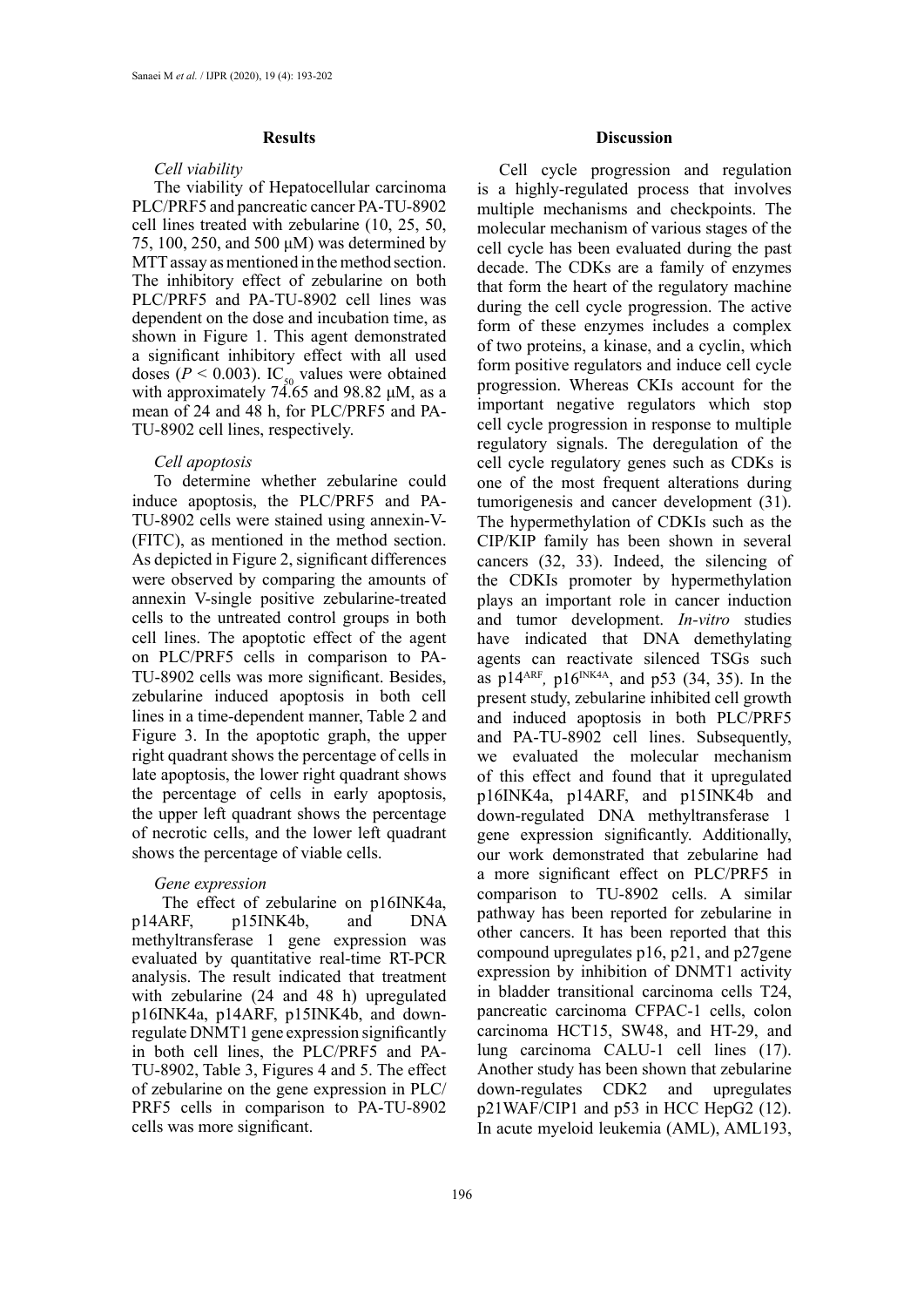## Results

*Cell viability*

The viability of Hepatocellular carcinoma PLC/PRF5 and pancreatic cancer PA-TU-8902 cell lines treated with zebularine (10, 25, 50, 75, 100, 250, and 500 μM) was determined by MTT assay as mentioned in the method section. The inhibitory effect of zebularine on both PLC/PRF5 and PA-TU-8902 cell lines was dependent on the dose and incubation time, as shown in Figure 1. This agent demonstrated a significant inhibitory effect with all used doses ($P < 0.003$). $IC_{50}$ values were obtained with approximately 74.65 and 98.82 μM, as a mean of 24 and 48 h, for PLC/PRF5 and PA-TU-8902 cell lines, respectively.

*Cell apoptosis*

To determine whether zebularine could induce apoptosis, the PLC/PRF5 and PA-TU-8902 cells were stained using annexin-V-(FITC), as mentioned in the method section. As depicted in Figure 2, significant differences were observed by comparing the amounts of annexin V-single positive zebularine-treated cells to the untreated control groups in both cell lines. The apoptotic effect of the agent on PLC/PRF5 cells in comparison to PA-TU-8902 cells was more significant. Besides, zebularine induced apoptosis in both cell lines in a time-dependent manner, Table 2 and Figure 3. In the apoptotic graph, the upper right quadrant shows the percentage of cells in late apoptosis, the lower right quadrant shows the percentage of cells in early apoptosis, the upper left quadrant shows the percentage of necrotic cells, and the lower left quadrant shows the percentage of viable cells.

*Gene expression*

The effect of zebularine on p16INK4a, p14ARF, p15INK4b, and DNA methyltransferase 1 gene expression was evaluated by quantitative real-time RT-PCR analysis. The result indicated that treatment with zebularine (24 and 48 h) upregulated p16INK4a, p14ARF, p15INK4b, and down-regulate DNMT1 gene expression significantly in both cell lines, the PLC/PRF5 and PA-TU-8902, Table 3, Figures 4 and 5. The effect of zebularine on the gene expression in PLC/PRF5 cells in comparison to PA-TU-8902 cells was more significant.

## Discussion

Cell cycle progression and regulation is a highly-regulated process that involves multiple mechanisms and checkpoints. The molecular mechanism of various stages of the cell cycle has been evaluated during the past decade. The CDKs are a family of enzymes that form the heart of the regulatory machine during the cell cycle progression. The active form of these enzymes includes a complex of two proteins, a kinase, and a cyclin, which form positive regulators and induce cell cycle progression. Whereas CKIs account for the important negative regulators which stop cell cycle progression in response to multiple regulatory signals. The deregulation of the cell cycle regulatory genes such as CDKs is one of the most frequent alterations during tumorigenesis and cancer development (31). The hypermethylation of CDKIs such as the CIP/KIP family has been shown in several cancers (32, 33). Indeed, the silencing of the CDKIs promoter by hypermethylation plays an important role in cancer induction and tumor development. *In-vitro* studies have indicated that DNA demethylating agents can reactivate silenced TSGs such as $p14^{ARF}$, $p16^{INK4A}$, and p53 (34, 35). In the present study, zebularine inhibited cell growth and induced apoptosis in both PLC/PRF5 and PA-TU-8902 cell lines. Subsequently, we evaluated the molecular mechanism of this effect and found that it upregulated p16INK4a, p14ARF, and p15INK4b and down-regulated DNA methyltransferase 1 gene expression significantly. Additionally, our work demonstrated that zebularine had a more significant effect on PLC/PRF5 in comparison to TU-8902 cells. A similar pathway has been reported for zebularine in other cancers. It has been reported that this compound upregulates p16, p21, and p27gene expression by inhibition of DNMT1 activity in bladder transitional carcinoma cells T24, pancreatic carcinoma CFPAC-1 cells, colon carcinoma HCT15, SW48, and HT-29, and lung carcinoma CALU-1 cell lines (17). Another study has been shown that zebularine down-regulates CDK2 and upregulates p21WAF/CIP1 and p53 in HCC HepG2 (12). In acute myeloid leukemia (AML), AML193,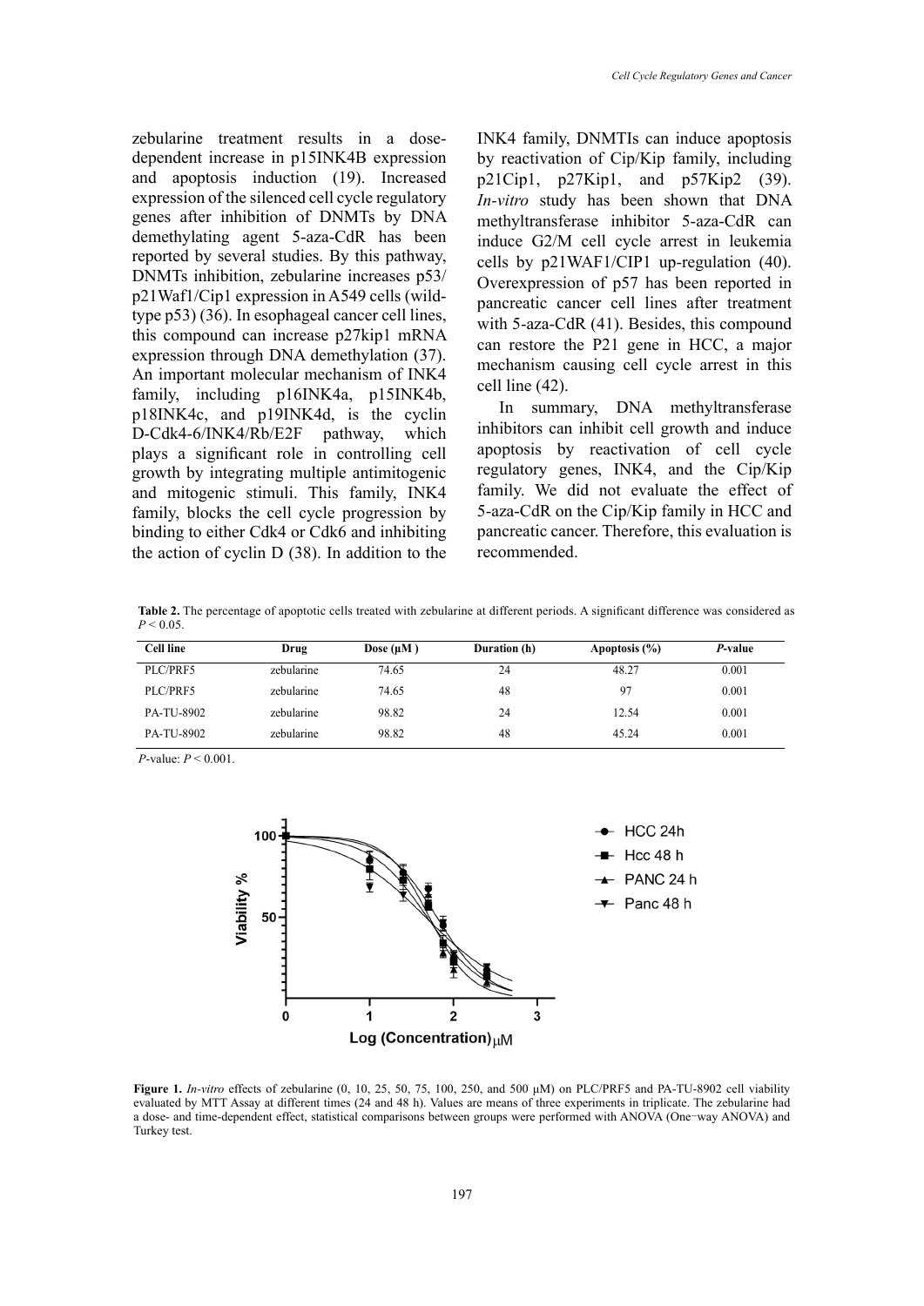zebularine treatment results in a dose-dependent increase in p15INK4B expression and apoptosis induction (19). Increased expression of the silenced cell cycle regulatory genes after inhibition of DNMTs by DNA demethylating agent 5-aza-CdR has been reported by several studies. By this pathway, DNMTs inhibition, zebularine increases p53/p21Waf1/Cip1 expression in A549 cells (wild-type p53) (36). In esophageal cancer cell lines, this compound can increase p27kip1 mRNA expression through DNA demethylation (37). An important molecular mechanism of INK4 family, including p16INK4a, p15INK4b, p18INK4c, and p19INK4d, is the cyclin D-Cdk4-6/INK4/Rb/E2F pathway, which plays a significant role in controlling cell growth by integrating multiple antimitogenic and mitogenic stimuli. This family, INK4 family, blocks the cell cycle progression by binding to either Cdk4 or Cdk6 and inhibiting the action of cyclin D (38). In addition to the INK4 family, DNMTIs can induce apoptosis by reactivation of Cip/Kip family, including p21Cip1, p27Kip1, and p57Kip2 (39). *In-vitro* study has been shown that DNA methyltransferase inhibitor 5-aza-CdR can induce G2/M cell cycle arrest in leukemia cells by p21WAF1/CIP1 up-regulation (40). Overexpression of p57 has been reported in pancreatic cancer cell lines after treatment with 5-aza-CdR (41). Besides, this compound can restore the P21 gene in HCC, a major mechanism causing cell cycle arrest in this cell line (42).

In summary, DNA methyltransferase inhibitors can inhibit cell growth and induce apoptosis by reactivation of cell cycle regulatory genes, INK4, and the Cip/Kip family. We did not evaluate the effect of 5-aza-CdR on the Cip/Kip family in HCC and pancreatic cancer. Therefore, this evaluation is recommended.

**Table 2.** The percentage of apoptotic cells treated with zebularine at different periods. A significant difference was considered as $P < 0.05$.

| Cell line | Drug | Dose (μM ) | Duration (h) | Apoptosis (%) | *P*-value |
|---|---|---|---|---|---|
| PLC/PRF5 | zebularine | 74.65 | 24 | 48.27 | 0.001 |
| PLC/PRF5 | zebularine | 74.65 | 48 | 97 | 0.001 |
| PA-TU-8902 | zebularine | 98.82 | 24 | 12.54 | 0.001 |
| PA-TU-8902 | zebularine | 98.82 | 48 | 45.24 | 0.001 |

*P*-value: $P < 0.001$.

**Figure 1.** *In-vitro* effects of zebularine (0, 10, 25, 50, 75, 100, 250, and 500 μM) on PLC/PRF5 and PA-TU-8902 cell viability evaluated by MTT Assay at different times (24 and 48 h). Values are means of three experiments in triplicate. The zebularine had a dose- and time-dependent effect, statistical comparisons between groups were performed with ANOVA (One-way ANOVA) and Turkey test.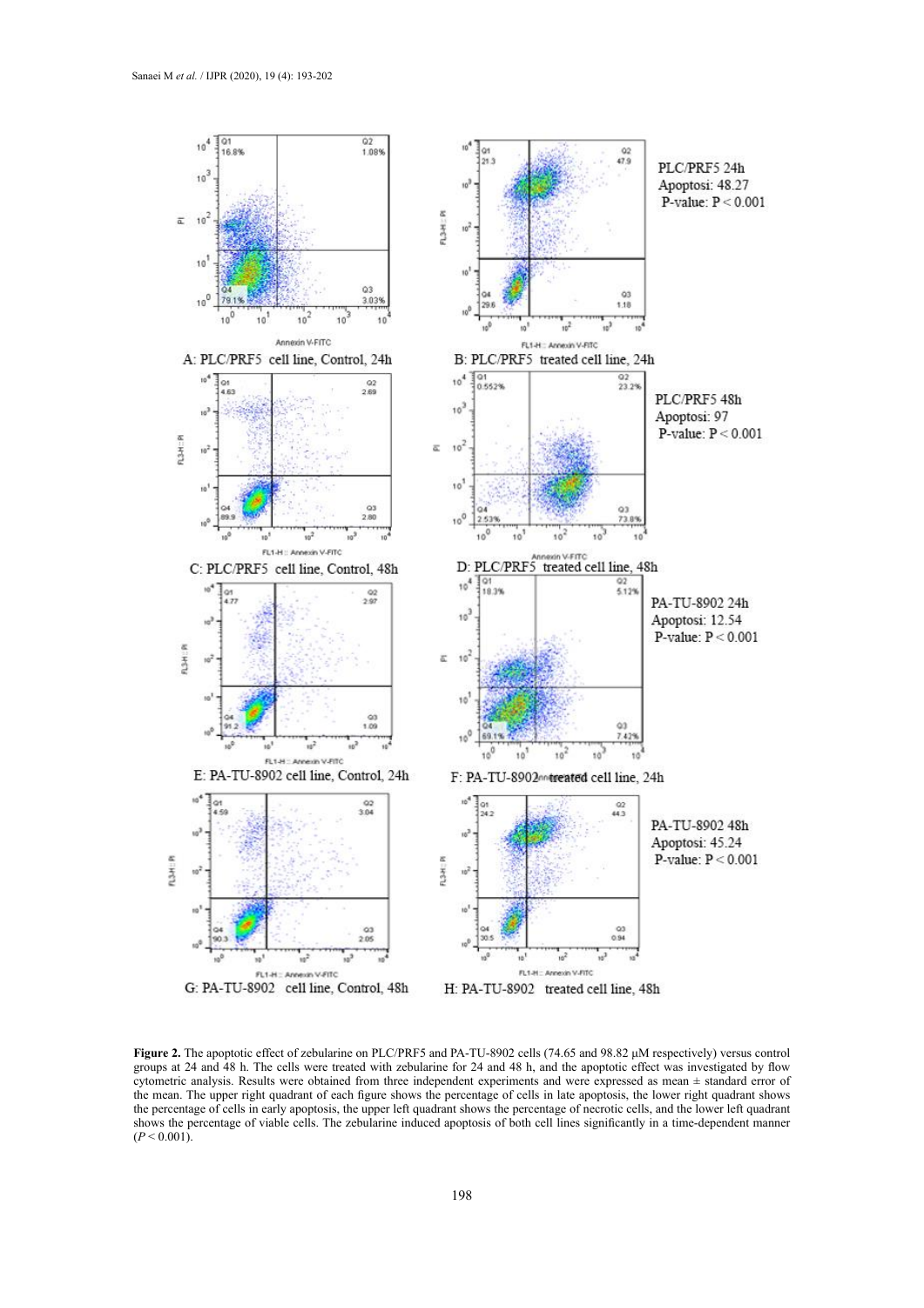**Figure 2.** The apoptotic effect of zebularine on PLC/PRF5 and PA-TU-8902 cells (74.65 and 98.82 μM respectively) versus control groups at 24 and 48 h. The cells were treated with zebularine for 24 and 48 h, and the apoptotic effect was investigated by flow cytometric analysis. Results were obtained from three independent experiments and were expressed as mean ± standard error of the mean. The upper right quadrant of each figure shows the percentage of cells in late apoptosis, the lower right quadrant shows the percentage of cells in early apoptosis, the upper left quadrant shows the percentage of necrotic cells, and the lower left quadrant shows the percentage of viable cells. The zebularine induced apoptosis of both cell lines significantly in a time-dependent manner ($P < 0.001$).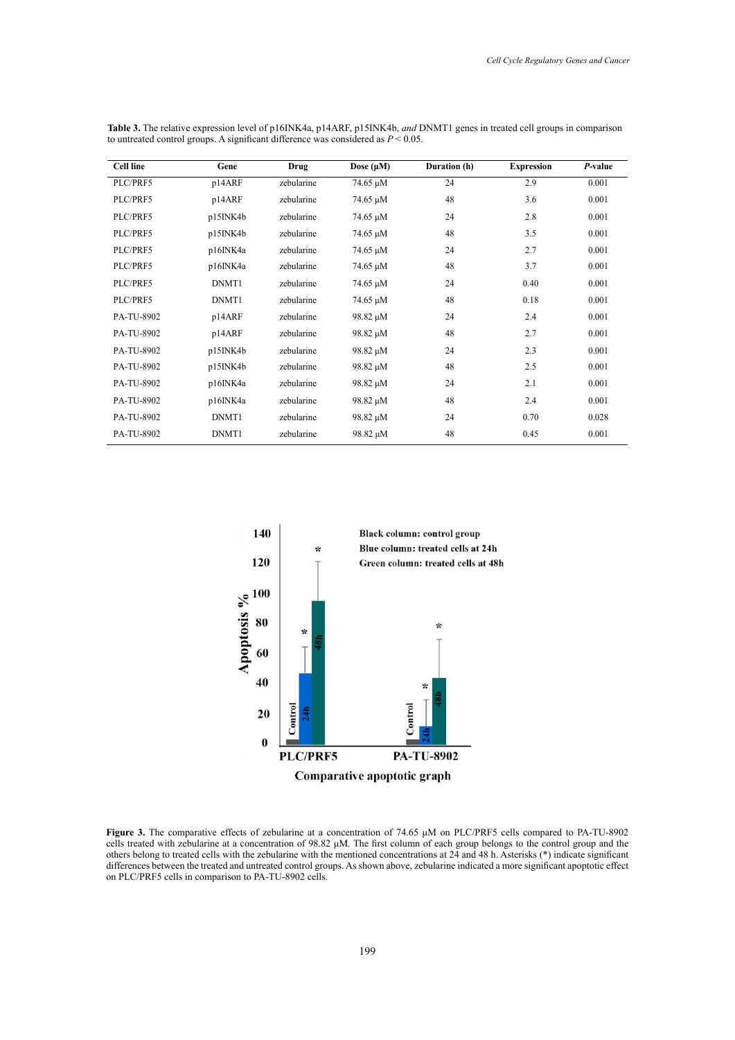**Table 3.** The relative expression level of p16INK4a, p14ARF, p15INK4b, *and* DNMT1 genes in treated cell groups in comparison to untreated control groups. A significant difference was considered as $P < 0.05$.

| Cell line | Gene | Drug | Dose (µM) | Duration (h) | Expression | *P*-value |
|---|---|---|---|---|---|---|
| PLC/PRF5 | p14ARF | zebularine | 74.65 µM | 24 | 2.9 | 0.001 |
| PLC/PRF5 | p14ARF | zebularine | 74.65 µM | 48 | 3.6 | 0.001 |
| PLC/PRF5 | p15INK4b | zebularine | 74.65 µM | 24 | 2.8 | 0.001 |
| PLC/PRF5 | p15INK4b | zebularine | 74.65 µM | 48 | 3.5 | 0.001 |
| PLC/PRF5 | p16INK4a | zebularine | 74.65 µM | 24 | 2.7 | 0.001 |
| PLC/PRF5 | p16INK4a | zebularine | 74.65 µM | 48 | 3.7 | 0.001 |
| PLC/PRF5 | DNMT1 | zebularine | 74.65 µM | 24 | 0.40 | 0.001 |
| PLC/PRF5 | DNMT1 | zebularine | 74.65 µM | 48 | 0.18 | 0.001 |
| PA-TU-8902 | p14ARF | zebularine | 98.82 µM | 24 | 2.4 | 0.001 |
| PA-TU-8902 | p14ARF | zebularine | 98.82 µM | 48 | 2.7 | 0.001 |
| PA-TU-8902 | p15INK4b | zebularine | 98.82 µM | 24 | 2.3 | 0.001 |
| PA-TU-8902 | p15INK4b | zebularine | 98.82 µM | 48 | 2.5 | 0.001 |
| PA-TU-8902 | p16INK4a | zebularine | 98.82 µM | 24 | 2.1 | 0.001 |
| PA-TU-8902 | p16INK4a | zebularine | 98.82 µM | 48 | 2.4 | 0.001 |
| PA-TU-8902 | DNMT1 | zebularine | 98.82 µM | 24 | 0.70 | 0.028 |
| PA-TU-8902 | DNMT1 | zebularine | 98.82 µM | 48 | 0.45 | 0.001 |

**Figure 3.** The comparative effects of zebularine at a concentration of 74.65 µM on PLC/PRF5 cells compared to PA-TU-8902 cells treated with zebularine at a concentration of 98.82 µM. The first column of each group belongs to the control group and the others belong to treated cells with the zebularine with the mentioned concentrations at 24 and 48 h. Asterisks (*) indicate significant differences between the treated and untreated control groups. As shown above, zebularine indicated a more significant apoptotic effect on PLC/PRF5 cells in comparison to PA-TU-8902 cells.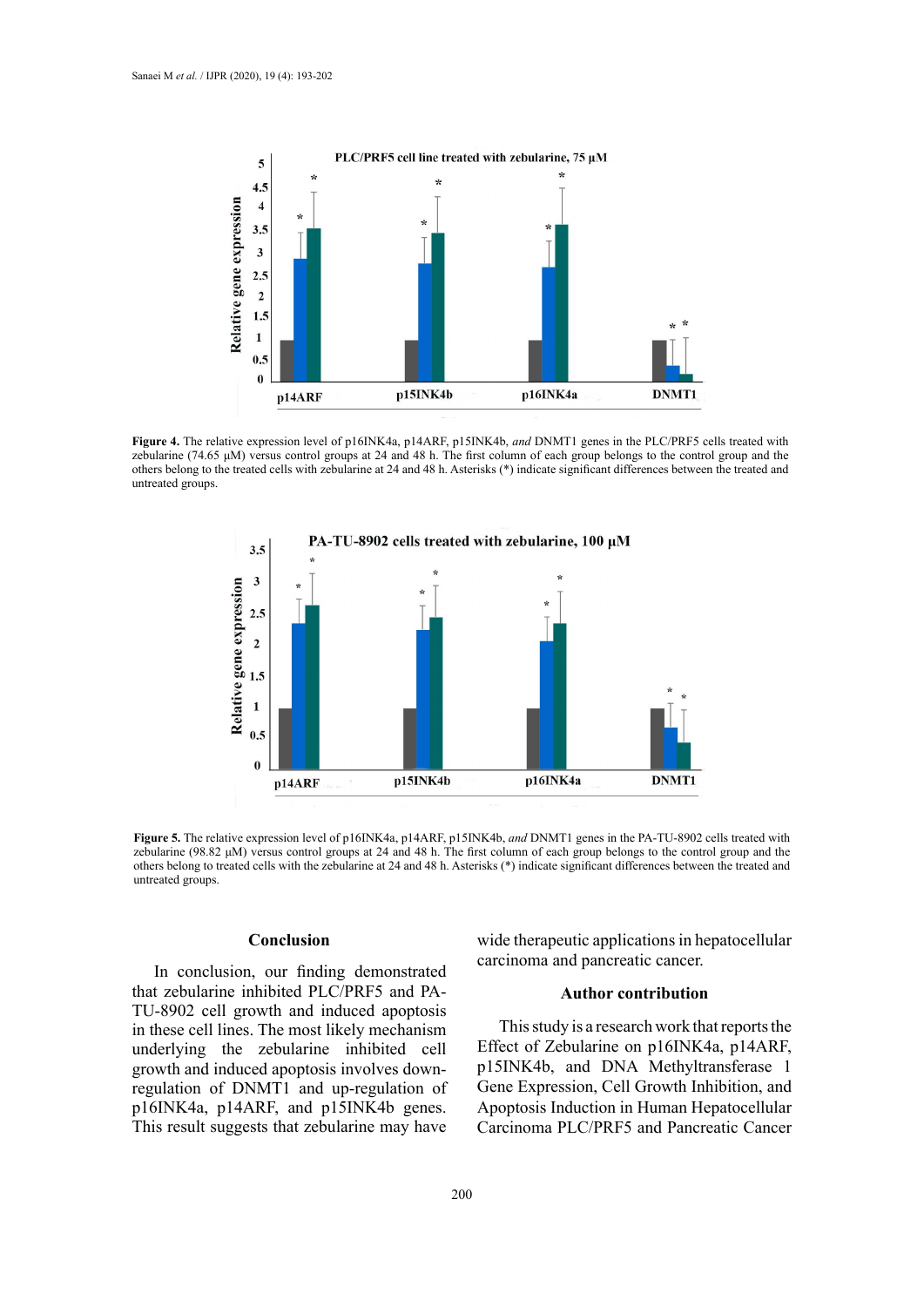**Figure 4.** The relative expression level of p16INK4a, p14ARF, p15INK4b, *and* DNMT1 genes in the PLC/PRF5 cells treated with zebularine (74.65 µM) versus control groups at 24 and 48 h. The first column of each group belongs to the control group and the others belong to the treated cells with zebularine at 24 and 48 h. Asterisks (*) indicate significant differences between the treated and untreated groups.

**Figure 5.** The relative expression level of p16INK4a, p14ARF, p15INK4b, *and* DNMT1 genes in the PA-TU-8902 cells treated with zebularine (98.82 µM) versus control groups at 24 and 48 h. The first column of each group belongs to the control group and the others belong to treated cells with the zebularine at 24 and 48 h. Asterisks (*) indicate significant differences between the treated and untreated groups.

## Conclusion

In conclusion, our finding demonstrated that zebularine inhibited PLC/PRF5 and PA-TU-8902 cell growth and induced apoptosis in these cell lines. The most likely mechanism underlying the zebularine inhibited cell growth and induced apoptosis involves down-regulation of DNMT1 and up-regulation of p16INK4a, p14ARF, and p15INK4b genes. This result suggests that zebularine may have wide therapeutic applications in hepatocellular carcinoma and pancreatic cancer.

## Author contribution

This study is a research work that reports the Effect of Zebularine on p16INK4a, p14ARF, p15INK4b, and DNA Methyltransferase 1 Gene Expression, Cell Growth Inhibition, and Apoptosis Induction in Human Hepatocellular Carcinoma PLC/PRF5 and Pancreatic Cancer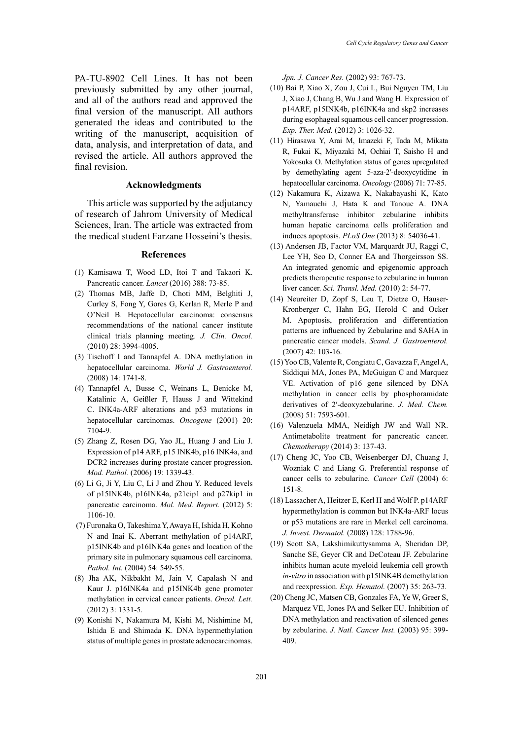PA-TU-8902 Cell Lines. It has not been previously submitted by any other journal, and all of the authors read and approved the final version of the manuscript. All authors generated the ideas and contributed to the writing of the manuscript, acquisition of data, analysis, and interpretation of data, and revised the article. All authors approved the final revision.

## Acknowledgments

This article was supported by the adjutancy of research of Jahrom University of Medical Sciences, Iran. The article was extracted from the medical student Farzane Hosseini's thesis.

## References

(1) Kamisawa T, Wood LD, Itoi T and Takaori K. Pancreatic cancer. *Lancet* (2016) 388: 73-85.

(2) Thomas MB, Jaffe D, Choti MM, Belghiti J, Curley S, Fong Y, Gores G, Kerlan R, Merle P and O'Neil B. Hepatocellular carcinoma: consensus recommendations of the national cancer institute clinical trials planning meeting. *J. Clin. Oncol.* (2010) 28: 3994-4005.

(3) Tischoff I and Tannapfel A. DNA methylation in hepatocellular carcinoma. *World J. Gastroenterol.* (2008) 14: 1741-8.

(4) Tannapfel A, Busse C, Weinans L, Benicke M, Katalinic A, Geißler F, Hauss J and Wittekind C. INK4a-ARF alterations and p53 mutations in hepatocellular carcinomas. *Oncogene* (2001) 20: 7104-9.

(5) Zhang Z, Rosen DG, Yao JL, Huang J and Liu J. Expression of p14 ARF, p15 INK4b, p16 INK4a, and DCR2 increases during prostate cancer progression. *Mod. Pathol.* (2006) 19: 1339-43.

(6) Li G, Ji Y, Liu C, Li J and Zhou Y. Reduced levels of p15INK4b, p16INK4a, p21cip1 and p27kip1 in pancreatic carcinoma. *Mol. Med. Report.* (2012) 5: 1106-10.

(7) Furonaka O, Takeshima Y, Awaya H, Ishida H, Kohno N and Inai K. Aberrant methylation of p14ARF, p15INK4b and p16INK4a genes and location of the primary site in pulmonary squamous cell carcinoma. *Pathol. Int.* (2004) 54: 549-55.

(8) Jha AK, Nikbakht M, Jain V, Capalash N and Kaur J. p16INK4a and p15INK4b gene promoter methylation in cervical cancer patients. *Oncol. Lett.* (2012) 3: 1331-5.

(9) Konishi N, Nakamura M, Kishi M, Nishimine M, Ishida E and Shimada K. DNA hypermethylation status of multiple genes in prostate adenocarcinomas. *Jpn. J. Cancer Res.* (2002) 93: 767-73.

(10) Bai P, Xiao X, Zou J, Cui L, Bui Nguyen TM, Liu J, Xiao J, Chang B, Wu J and Wang H. Expression of p14ARF, p15INK4b, p16INK4a and skp2 increases during esophageal squamous cell cancer progression. *Exp. Ther. Med.* (2012) 3: 1026-32.

(11) Hirasawa Y, Arai M, Imazeki F, Tada M, Mikata R, Fukai K, Miyazaki M, Ochiai T, Saisho H and Yokosuka O. Methylation status of genes upregulated by demethylating agent 5-aza-2′-deoxycytidine in hepatocellular carcinoma. *Oncology* (2006) 71: 77-85.

(12) Nakamura K, Aizawa K, Nakabayashi K, Kato N, Yamauchi J, Hata K and Tanoue A. DNA methyltransferase inhibitor zebularine inhibits human hepatic carcinoma cells proliferation and induces apoptosis. *PLoS One* (2013) 8: 54036-41.

(13) Andersen JB, Factor VM, Marquardt JU, Raggi C, Lee YH, Seo D, Conner EA and Thorgeirsson SS. An integrated genomic and epigenomic approach predicts therapeutic response to zebularine in human liver cancer. *Sci. Transl. Med.* (2010) 2: 54-77.

(14) Neureiter D, Zopf S, Leu T, Dietze O, Hauser-Kronberger C, Hahn EG, Herold C and Ocker M. Apoptosis, proliferation and differentiation patterns are influenced by Zebularine and SAHA in pancreatic cancer models. *Scand. J. Gastroenterol.* (2007) 42: 103-16.

(15) Yoo CB, Valente R, Congiatu C, Gavazza F, Angel A, Siddiqui MA, Jones PA, McGuigan C and Marquez VE. Activation of p16 gene silenced by DNA methylation in cancer cells by phosphoramidate derivatives of 2′-deoxyzebularine. *J. Med. Chem.* (2008) 51: 7593-601.

(16) Valenzuela MMA, Neidigh JW and Wall NR. Antimetabolite treatment for pancreatic cancer. *Chemotherapy* (2014) 3: 137-43.

(17) Cheng JC, Yoo CB, Weisenberger DJ, Chuang J, Wozniak C and Liang G. Preferential response of cancer cells to zebularine. *Cancer Cell* (2004) 6: 151-8.

(18) Lassacher A, Heitzer E, Kerl H and Wolf P. p14ARF hypermethylation is common but INK4a-ARF locus or p53 mutations are rare in Merkel cell carcinoma. *J. Invest. Dermatol.* (2008) 128: 1788-96.

(19) Scott SA, Lakshimikuttysamma A, Sheridan DP, Sanche SE, Geyer CR and DeCoteau JF. Zebularine inhibits human acute myeloid leukemia cell growth *in-vitro* in association with p15INK4B demethylation and reexpression. *Exp. Hematol.* (2007) 35: 263-73.

(20) Cheng JC, Matsen CB, Gonzales FA, Ye W, Greer S, Marquez VE, Jones PA and Selker EU. Inhibition of DNA methylation and reactivation of silenced genes by zebularine. *J. Natl. Cancer Inst.* (2003) 95: 399-409.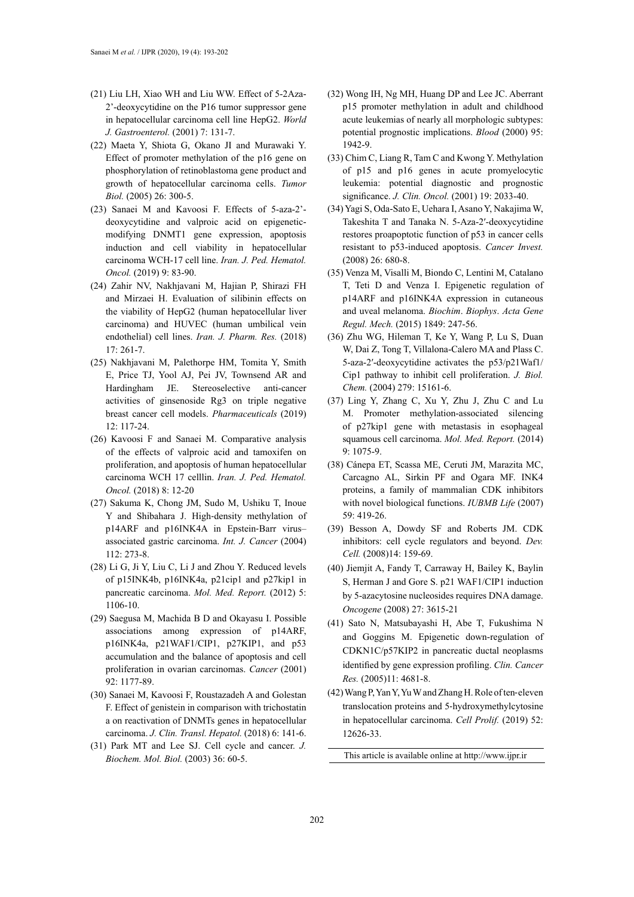(21) Liu LH, Xiao WH and Liu WW. Effect of 5-2Aza-2'-deoxycytidine on the P16 tumor suppressor gene in hepatocellular carcinoma cell line HepG2. *World J. Gastroenterol.* (2001) 7: 131-7.

(22) Maeta Y, Shiota G, Okano JI and Murawaki Y. Effect of promoter methylation of the p16 gene on phosphorylation of retinoblastoma gene product and growth of hepatocellular carcinoma cells. *Tumor Biol.* (2005) 26: 300-5.

(23) Sanaei M and Kavoosi F. Effects of 5-aza-2'-deoxycytidine and valproic acid on epigenetic-modifying DNMT1 gene expression, apoptosis induction and cell viability in hepatocellular carcinoma WCH-17 cell line. *Iran. J. Ped. Hematol. Oncol.* (2019) 9: 83-90.

(24) Zahir NV, Nakhjavani M, Hajian P, Shirazi FH and Mirzaei H. Evaluation of silibinin effects on the viability of HepG2 (human hepatocellular liver carcinoma) and HUVEC (human umbilical vein endothelial) cell lines. *Iran. J. Pharm. Res.* (2018) 17: 261-7.

(25) Nakhjavani M, Palethorpe HM, Tomita Y, Smith E, Price TJ, Yool AJ, Pei JV, Townsend AR and Hardingham JE. Stereoselective anti-cancer activities of ginsenoside Rg3 on triple negative breast cancer cell models. *Pharmaceuticals* (2019) 12: 117-24.

(26) Kavoosi F and Sanaei M. Comparative analysis of the effects of valproic acid and tamoxifen on proliferation, and apoptosis of human hepatocellular carcinoma WCH 17 celllin. *Iran. J. Ped. Hematol. Oncol.* (2018) 8: 12-20

(27) Sakuma K, Chong JM, Sudo M, Ushiku T, Inoue Y and Shibahara J. High-density methylation of p14ARF and p16INK4A in Epstein-Barr virus–associated gastric carcinoma. *Int. J. Cancer* (2004) 112: 273-8.

(28) Li G, Ji Y, Liu C, Li J and Zhou Y. Reduced levels of p15INK4b, p16INK4a, p21cip1 and p27kip1 in pancreatic carcinoma. *Mol. Med. Report.* (2012) 5: 1106-10.

(29) Saegusa M, Machida B D and Okayasu I. Possible associations among expression of p14ARF, p16INK4a, p21WAF1/CIP1, p27KIP1, and p53 accumulation and the balance of apoptosis and cell proliferation in ovarian carcinomas. *Cancer* (2001) 92: 1177-89.

(30) Sanaei M, Kavoosi F, Roustazadeh A and Golestan F. Effect of genistein in comparison with trichostatin a on reactivation of DNMTs genes in hepatocellular carcinoma. *J. Clin. Transl. Hepatol.* (2018) 6: 141-6.

(31) Park MT and Lee SJ. Cell cycle and cancer. *J. Biochem. Mol. Biol.* (2003) 36: 60-5.

(32) Wong IH, Ng MH, Huang DP and Lee JC. Aberrant p15 promoter methylation in adult and childhood acute leukemias of nearly all morphologic subtypes: potential prognostic implications. *Blood* (2000) 95: 1942-9.

(33) Chim C, Liang R, Tam C and Kwong Y. Methylation of p15 and p16 genes in acute promyelocytic leukemia: potential diagnostic and prognostic significance. *J. Clin. Oncol.* (2001) 19: 2033-40.

(34) Yagi S, Oda-Sato E, Uehara I, Asano Y, Nakajima W, Takeshita T and Tanaka N. 5-Aza-2′-deoxycytidine restores proapoptotic function of p53 in cancer cells resistant to p53-induced apoptosis. *Cancer Invest.* (2008) 26: 680-8.

(35) Venza M, Visalli M, Biondo C, Lentini M, Catalano T, Teti D and Venza I. Epigenetic regulation of p14ARF and p16INK4A expression in cutaneous and uveal melanoma. *Biochim. Biophys. Acta Gene Regul. Mech.* (2015) 1849: 247-56.

(36) Zhu WG, Hileman T, Ke Y, Wang P, Lu S, Duan W, Dai Z, Tong T, Villalona-Calero MA and Plass C. 5-aza-2′-deoxycytidine activates the p53/p21Waf1/Cip1 pathway to inhibit cell proliferation. *J. Biol. Chem.* (2004) 279: 15161-6.

(37) Ling Y, Zhang C, Xu Y, Zhu J, Zhu C and Lu M. Promoter methylation-associated silencing of p27kip1 gene with metastasis in esophageal squamous cell carcinoma. *Mol. Med. Report.* (2014) 9: 1075-9.

(38) Cánepa ET, Scassa ME, Ceruti JM, Marazita MC, Carcagno AL, Sirkin PF and Ogara MF. INK4 proteins, a family of mammalian CDK inhibitors with novel biological functions. *IUBMB Life* (2007) 59: 419-26.

(39) Besson A, Dowdy SF and Roberts JM. CDK inhibitors: cell cycle regulators and beyond. *Dev. Cell.* (2008)14: 159-69.

(40) Jiemjit A, Fandy T, Carraway H, Bailey K, Baylin S, Herman J and Gore S. p21 WAF1/CIP1 induction by 5-azacytosine nucleosides requires DNA damage. *Oncogene* (2008) 27: 3615-21

(41) Sato N, Matsubayashi H, Abe T, Fukushima N and Goggins M. Epigenetic down-regulation of CDKN1C/p57KIP2 in pancreatic ductal neoplasms identified by gene expression profiling. *Clin. Cancer Res.* (2005)11: 4681-8.

(42) Wang P, Yan Y, Yu W and Zhang H. Role of ten-eleven translocation proteins and 5-hydroxymethylcytosine in hepatocellular carcinoma. *Cell Prolif.* (2019) 52: 12626-33.

This article is available online at http://www.ijpr.ir